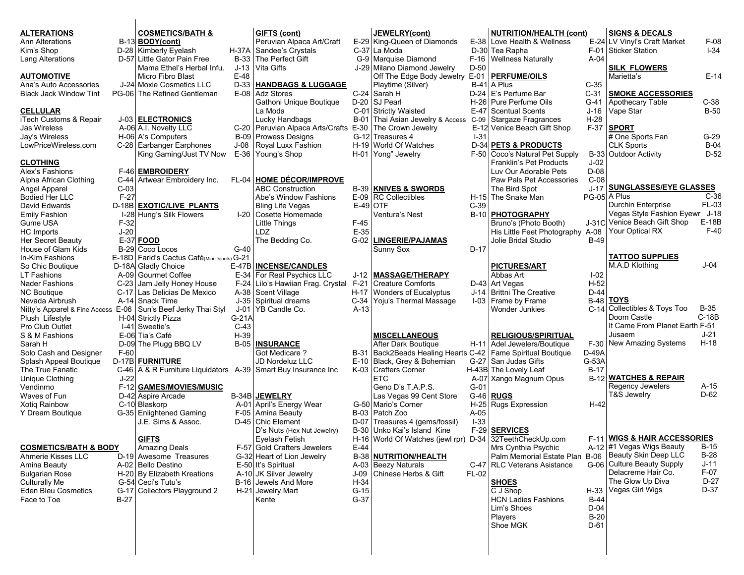## ALTERATIONS

| Name | Location |
|---|---|
| Ann Alterations | B-13 |
| Kim's Shop | D-28 |
| Lang Alterations | D-57 |

## AUTOMOTIVE

| Name | Location |
|---|---|
| Ana's Auto Accessories | J-24 |
| Black Jack Window Tint | PG-06 |

## CELLULAR

| Name | Location |
|---|---|
| iTech Customs & Repair | J-03 |
| Jas Wireless | A-06 |
| Jay's Wireless | H-06 |
| LowPriceWireless.com | C-28 |

## CLOTHING

| Name | Location |
|---|---|
| Alex's Fashions | F-46 |
| Alpha African Clothing | C-44 |
| Angel Apparel | C-03 |
| Bodied Her LLC | F-27 |
| David Edwards | D-18B |
| Emily Fashion | I-28 |
| Gume USA | F-32 |
| HC Imports | J-20 |
| Her Secret Beauty | E-37 |
| House of Glam Kids | B-29 |
| In-Kim Fashions | E-18D |
| So Chic Boutique | D-18A |
| LT Fashions | A-09 |
| Nader Fashions | C-23 |
| NC Boutique | C-17 |
| Nevada Airbrush | A-14 |
| Nitty's Apparel & Fine Access | E-06 |
| Plush Lifestyle | H-04 |
| Pro Club Outlet | I-41 |
| S & M Fashions | E-06 |
| Sarah H | D-09 |
| Solo Cash and Designer | F-60 |
| Splash Appeal Boutique | D-17B |
| The True Fanatic | C-46 |
| Unique Clothing | J-22 |
| Vendinmo | F-12 |
| Waves of Fun | D-42 |
| Xotiq Rainbow | C-10 |
| Y Dream Boutique | G-35 |

## COSMETICS/BATH & BODY

| Name | Location |
|---|---|
| Ahmerie Kisses LLC | D-19 |
| Amina Beauty | A-02 |
| Bulgarian Rose | H-20 |
| Culturally Me | G-54 |
| Eden Bleu Cosmetics | G-17 |
| Face to Toe | B-27 |

## COSMETICS/BATH & BODY(cont)

| Name | Location |
|---|---|
| Kimberly Eyelash | H-37A |
| Little Gator Pain Free | B-33 |
| Mama Ethel's Herbal Infu. | J-13 |
| Micro Fibro Blast | E-48 |
| Moxie Cosmetics LLC | D-33 |
| The Refined Gentleman | E-08 |

## ELECTRONICS

| Name | Location |
|---|---|
| A.I. Novelty LLC | C-20 |
| A's Computers | B-09 |
| Earbanger Earphones | J-08 |
| King Cobra/Just TV Now | E-36 |

## EMBROIDERY

| Name | Location |
|---|---|
| Artwear Embroidery Inc. | FL-04 |

## EXOTIC/LIVE PLANTS

| Name | Location |
|---|---|
| Hung's Silk Flowers | I-20 |

## FOOD

| Name | Location |
|---|---|
| Coco Locos | G-40 |
| Farid's Cactus Café(Mini Donuts) | G-21 |
| Gladly Choice | E-47B |
| Gourmet Coffee | E-34 |
| Jam Jelly Honey House | F-24 |
| Las Delicias De Mexico | A-38 |
| Snack Time | J-35 |
| Sun's Beef Jerky Thai Styl | J-01 |
| Strictly Pizza | G-21A |
| Sweetie's | C-43 |
| Tia's Café | H-39 |
| The Plugg BBQ LV | B-05 |

## FURNITURE

| Name | Location |
|---|---|
| A & R Furniture Liquidators | A-39 |

## GAMES/MOVIES/MUSIC

| Name | Location |
|---|---|
| Aspire Arcade | B-34B |
| Blaskorp | A-01 |
| Enlightened Gaming | F-05 |
| J.E. Sims & Assoc. | D-45 |

## GIFTS

| Name | Location |
|---|---|
| Amazing Deals | F-57 |
| Awesome Treasures | G-32 |
| Bello Destino | E-50 |
| By Elizabeth Kreations | A-10 |
| Ceci's Tutu's | B-16 |
| Collectors Playground 2 | H-21 |

## GIFTS (cont)

| Name | Location |
|---|---|
| Peruvian Alpaca Art/Craft | E-29 |
| Sandee's Crystals | C-37 |
| The Perfect Gift | G-9 |
| Vita Gifts | J-29 |

## HANDBAGS & LUGGAGE

| Name | Location |
|---|---|
| Adz Stores | C-24 |
| Gathoni Unique Boutique | D-20 |
| La Moda | C-01 |
| Lucky Handbags | B-01 |
| Peruvian Alpaca Arts/Crafts | E-30 |
| Prowess Designs | G-12 |
| Royal Luxx Fashion | H-19 |
| Young's Shop | H-01 |

## HOME DÉCOR/IMPROVE

| Name | Location |
|---|---|
| ABC Construction | B-39 |
| Abe's Window Fashions | E-09 |
| Bling Life Vegas | E-49 |
| Cosette Homemade | |
| Little Things | F-45 |
| LDZ | E-35 |
| The Bedding Co. | G-02 |

## INCENSE/CANDLES

| Name | Location |
|---|---|
| For Real Psychics LLC | J-12 |
| Lilo's Hawiian Frag. Crystal | F-21 |
| Scent Village | H-17 |
| Spiritual dreams | C-34 |
| YB Candle Co. | A-13 |

## INSURANCE

| Name | Location |
|---|---|
| Got Medicare ? | B-31 |
| JD Nordeluz LLC | E-10 |
| Smart Buy Insurance Inc | K-03 |

## JEWELRY

| Name | Location |
|---|---|
| April's Energy Wear | G-50 |
| Amina Beauty | B-03 |
| Chic Element | D-07 |
| D's Nuts (Hex Nut Jewelry) | B-30 |
| Eyelash Fetish | H-16 |
| Gold Crafters Jewelers | E-44 |
| Heart of Lion Jewelry | B-38 |
| It's Spiritual | A-03 |
| JK Silver Jewelry | J-09 |
| Jewels And More | H-34 |
| Jewelry Mart | G-15 |
| Kente | G-37 |

## JEWELRY(cont)

| Name | Location |
|---|---|
| King-Queen of Diamonds | E-38 |
| La Moda | D-30 |
| Marquise Diamond | F-16 |
| Milano Diamond Jewelry | D-50 |
| Off The Edge Body Jewelry | E-01 |
| Playtime (Silver) | B-41 |
| Sarah H | D-24 |
| SJ Pearl | H-26 |
| Strictly Waisted | E-47 |
| Thai Asian Jewelry & Access | C-09 |
| The Crown Jewelry | E-12 |
| Treasures 4 | I-31 |
| World Of Watches | D-34 |
| Yong" Jewelry | F-50 |

## KNIVES & SWORDS

| Name | Location |
|---|---|
| RC Collectibles | H-15 |
| OTF | C-39 |
| Ventura's Nest | B-10 |

## LINGERIE/PAJAMAS

| Name | Location |
|---|---|
| Sunny Sox | D-17 |

## MASSAGE/THERAPY

| Name | Location |
|---|---|
| Creature Comforts | D-43 |
| Wonders of Eucalyptus | J-14 |
| Yoju's Thermal Massage | I-03 |

## MISCELLANEOUS

| Name | Location |
|---|---|
| After Dark Boutique | H-11 |
| Back2Beads Healing Hearts | C-42 |
| Black, Grey & Bohemian | G-27 |
| Crafters Corner | H-43B |
| ETC | A-07 |
| Geno D's T.A.P.S. | G-01 |
| Las Vegas 99 Cent Store | G-46 |
| Mario's Corner | H-25 |
| Patch Zoo | A-05 |
| Treasures 4 (gems/fossil) | I-33 |
| Unko Kai's Island Kine | F-29 |
| World Of Watches (jewl rpr) | D-34 |

## NUTRITION/HEALTH

| Name | Location |
|---|---|
| Beezy Naturals | C-47 |
| Chinese Herbs & Gift | FL-02 |

## NUTRITION/HEALTH (cont)

| Name | Location |
|---|---|
| Love Health & Wellness | E-24 |
| Tea Rapha | F-01 |
| Wellness Naturally | A-04 |

## PERFUME/OILS

| Name | Location |
|---|---|
| A Plus | C-35 |
| E's Perfume Bar | C-31 |
| Pure Perfume Oils | G-41 |
| Scentual Scents | J-16 |
| Stargaze Fragrances | H-28 |
| Venice Beach Gift Shop | F-37 |

## PETS & PRODUCTS

| Name | Location |
|---|---|
| Coco's Natural Pet Supply | B-33 |
| Franklin's Pet Products | J-02 |
| Luv Our Adorable Pets | D-08 |
| Paw Pals Pet Accessories | C-08 |
| The Bird Spot | J-17 |
| The Snake Man | PG-05 |

## PHOTOGRAPHY

| Name | Location |
|---|---|
| Bruno's (Photo Booth) | J-31C |
| His Little Feet Photography | A-08 |
| Jolie Bridal Studio | B-49 |

## PICTURES/ART

| Name | Location |
|---|---|
| Abbas Art | I-02 |
| Art Vegas | H-52 |
| Brittni The Creative | D-44 |
| Frame by Frame | B-48 |
| Wonder Junkies | C-14 |

## RELIGIOUS/SPIRITUAL

| Name | Location |
|---|---|
| Adel Jewelers/Boutique | F-30 |
| Fame Spiritual Boutique | D-49A |
| San Judas Gifts | G-53A |
| The Lovely Leaf | B-17 |
| Xango Magnum Opus | B-12 |

## RUGS

| Name | Location |
|---|---|
| Rugs Expression | H-42 |

## SERVICES

| Name | Location |
|---|---|
| 32TeethCheckUp.com | F-11 |
| Mrs Cynthia Psychic | A-12 |
| Palm Memorial Estate Plan | B-06 |
| RLC Veterans Asistance | G-06 |

## SHOES

| Name | Location |
|---|---|
| C J Shop | H-33 |
| HCN Ladies Fashions | B-44 |
| Lim's Shoes | D-04 |
| Players | B-20 |
| Shoe MGK | D-61 |

## SIGNS & DECALS

| Name | Location |
|---|---|
| LV Vinyl's Craft Market | F-08 |
| Sticker Station | I-34 |

## SILK FLOWERS

| Name | Location |
|---|---|
| Marietta's | E-14 |

## SMOKE ACCESSORIES

| Name | Location |
|---|---|
| Apothecary Table | C-38 |
| Vape Star | B-50 |

## SPORT

| Name | Location |
|---|---|
| # One Sports Fan | G-29 |
| CLK Sports | B-04 |
| Outdoor Activity | D-52 |

## SUNGLASSES/EYE GLASSES

| Name | Location |
|---|---|
| A Plus | C-36 |
| Durchin Enterprise | FL-03 |
| Vegas Style Fashion Eyewr | J-18 |
| Venice Beach Gift Shop | E-18B |
| Your Optical RX | F-40 |

## TATTOO SUPPLIES

| Name | Location |
|---|---|
| M.A.D Klothing | J-04 |

## TOYS

| Name | Location |
|---|---|
| Collectibles & Toys Too | B-35 |
| Doom Castle | C-18B |
| It Came From Planet Earth | F-51 |
| Jusaem | J-21 |
| New Amazing Systems | H-18 |

## WATCHES & REPAIR

| Name | Location |
|---|---|
| Regency Jewelers | A-15 |
| T&S Jewelry | D-62 |

## WIGS & HAIR ACCESSORIES

| Name | Location |
|---|---|
| #1 Vegas Wigs Beauty | B-15 |
| Beauty Skin Deep LLC | B-28 |
| Culture Beauty Supply | J-11 |
| Delacreme Hair Co. | F-07 |
| The Glow Up Diva | D-27 |
| Vegas Girl Wigs | D-37 |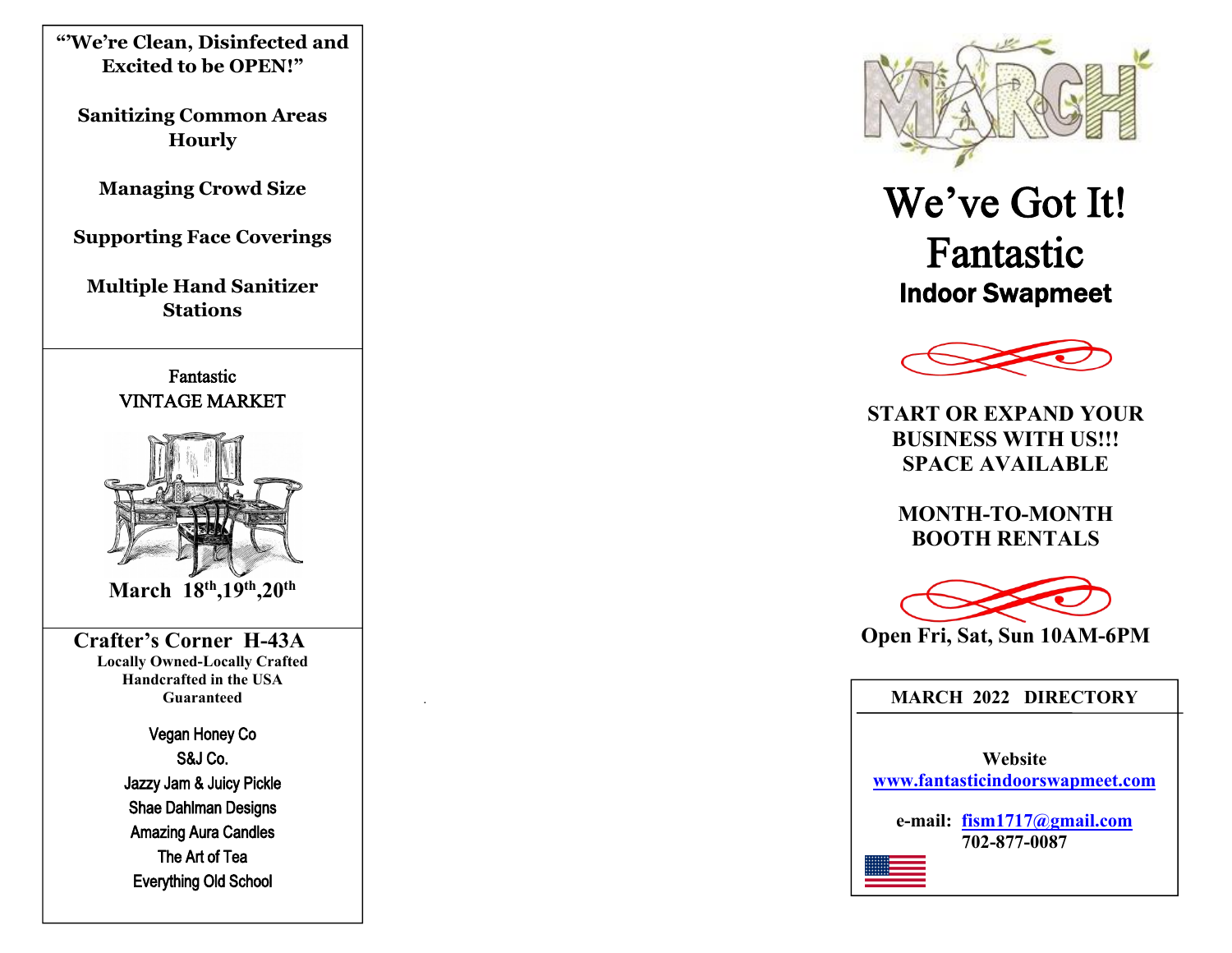**"'We're Clean, Disinfected and Excited to be OPEN!"**

**Sanitizing Common Areas Hourly**

**Managing Crowd Size**

**Supporting Face Coverings**

**Multiple Hand Sanitizer Stations**

Fantastic
VINTAGE MARKET

**March 18th,19th,20th**

**Crafter's Corner H-43A**

**Locally Owned-Locally Crafted**
**Handcrafted in the USA**
**Guaranteed**

Vegan Honey Co
S&J Co.
Jazzy Jam & Juicy Pickle
Shae Dahlman Designs
Amazing Aura Candles
The Art of Tea
Everything Old School

MARCH

# We've Got It!
# Fantastic
## Indoor Swapmeet

**START OR EXPAND YOUR BUSINESS WITH US!!!**
**SPACE AVAILABLE**

**MONTH-TO-MONTH BOOTH RENTALS**

**Open Fri, Sat, Sun 10AM-6PM**

**MARCH 2022 DIRECTORY**

**Website**
**www.fantasticindoorswapmeet.com**

**e-mail: fism1717@gmail.com**
**702-877-0087**